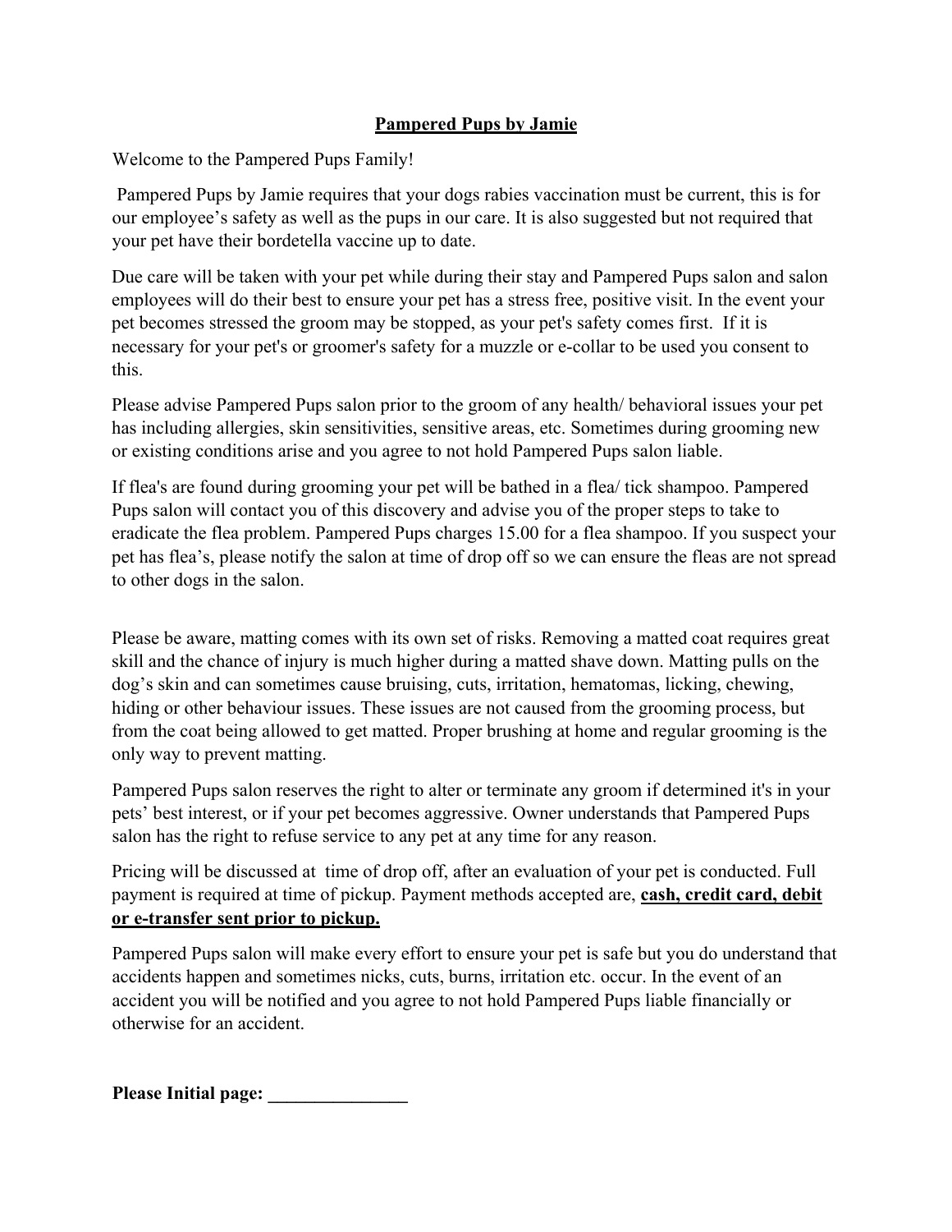**Pampered Pups by Jamie**

Welcome to the Pampered Pups Family!

Pampered Pups by Jamie requires that your dogs rabies vaccination must be current, this is for our employee's safety as well as the pups in our care. It is also suggested but not required that your pet have their bordetella vaccine up to date.

Due care will be taken with your pet while during their stay and Pampered Pups salon and salon employees will do their best to ensure your pet has a stress free, positive visit. In the event your pet becomes stressed the groom may be stopped, as your pet's safety comes first. If it is necessary for your pet's or groomer's safety for a muzzle or e-collar to be used you consent to this.

Please advise Pampered Pups salon prior to the groom of any health/ behavioral issues your pet has including allergies, skin sensitivities, sensitive areas, etc. Sometimes during grooming new or existing conditions arise and you agree to not hold Pampered Pups salon liable.

If flea's are found during grooming your pet will be bathed in a flea/ tick shampoo. Pampered Pups salon will contact you of this discovery and advise you of the proper steps to take to eradicate the flea problem. Pampered Pups charges 15.00 for a flea shampoo. If you suspect your pet has flea's, please notify the salon at time of drop off so we can ensure the fleas are not spread to other dogs in the salon.

Please be aware, matting comes with its own set of risks. Removing a matted coat requires great skill and the chance of injury is much higher during a matted shave down. Matting pulls on the dog's skin and can sometimes cause bruising, cuts, irritation, hematomas, licking, chewing, hiding or other behaviour issues. These issues are not caused from the grooming process, but from the coat being allowed to get matted. Proper brushing at home and regular grooming is the only way to prevent matting.

Pampered Pups salon reserves the right to alter or terminate any groom if determined it's in your pets' best interest, or if your pet becomes aggressive. Owner understands that Pampered Pups salon has the right to refuse service to any pet at any time for any reason.

Pricing will be discussed at time of drop off, after an evaluation of your pet is conducted. Full payment is required at time of pickup. Payment methods accepted are, **cash, credit card, debit or e-transfer sent prior to pickup.**

Pampered Pups salon will make every effort to ensure your pet is safe but you do understand that accidents happen and sometimes nicks, cuts, burns, irritation etc. occur. In the event of an accident you will be notified and you agree to not hold Pampered Pups liable financially or otherwise for an accident.

**Please Initial page: _______________**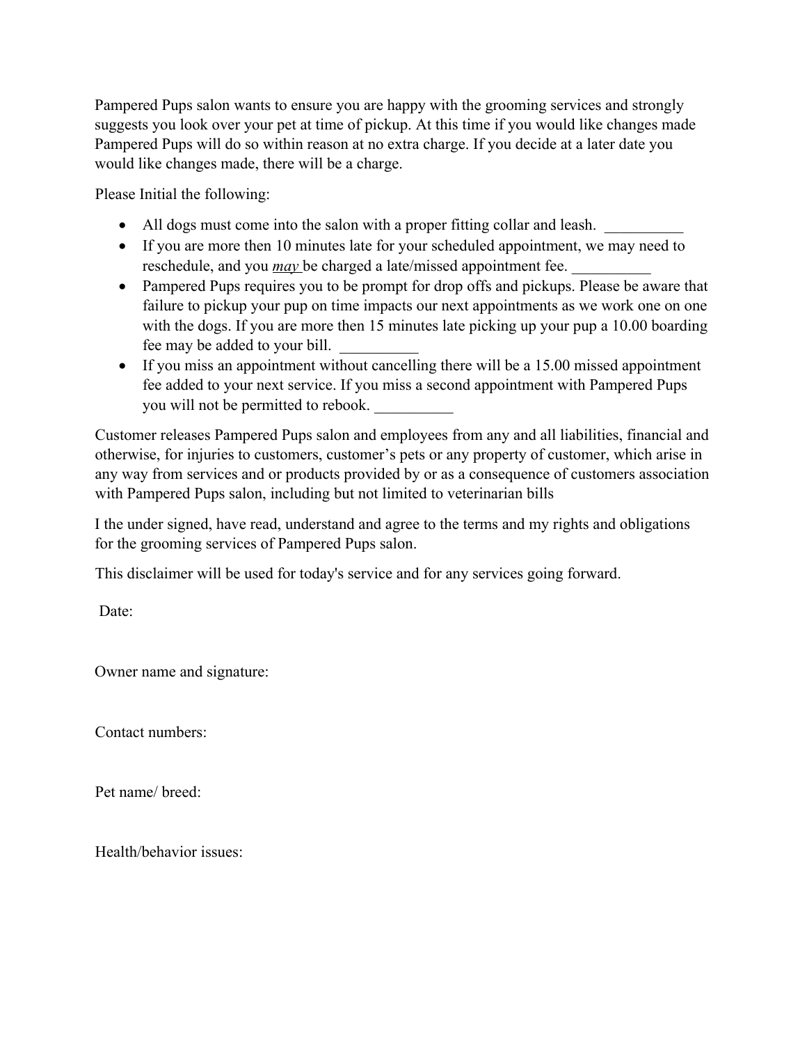Pampered Pups salon wants to ensure you are happy with the grooming services and strongly suggests you look over your pet at time of pickup. At this time if you would like changes made Pampered Pups will do so within reason at no extra charge. If you decide at a later date you would like changes made, there will be a charge.

Please Initial the following:

- All dogs must come into the salon with a proper fitting collar and leash. __________
- If you are more then 10 minutes late for your scheduled appointment, we may need to reschedule, and you ***may*** be charged a late/missed appointment fee. __________
- Pampered Pups requires you to be prompt for drop offs and pickups. Please be aware that failure to pickup your pup on time impacts our next appointments as we work one on one with the dogs. If you are more then 15 minutes late picking up your pup a 10.00 boarding fee may be added to your bill. __________
- If you miss an appointment without cancelling there will be a 15.00 missed appointment fee added to your next service. If you miss a second appointment with Pampered Pups you will not be permitted to rebook. __________

Customer releases Pampered Pups salon and employees from any and all liabilities, financial and otherwise, for injuries to customers, customer's pets or any property of customer, which arise in any way from services and or products provided by or as a consequence of customers association with Pampered Pups salon, including but not limited to veterinarian bills

I the under signed, have read, understand and agree to the terms and my rights and obligations for the grooming services of Pampered Pups salon.

This disclaimer will be used for today's service and for any services going forward.

Date:

Owner name and signature:

Contact numbers:

Pet name/ breed:

Health/behavior issues: